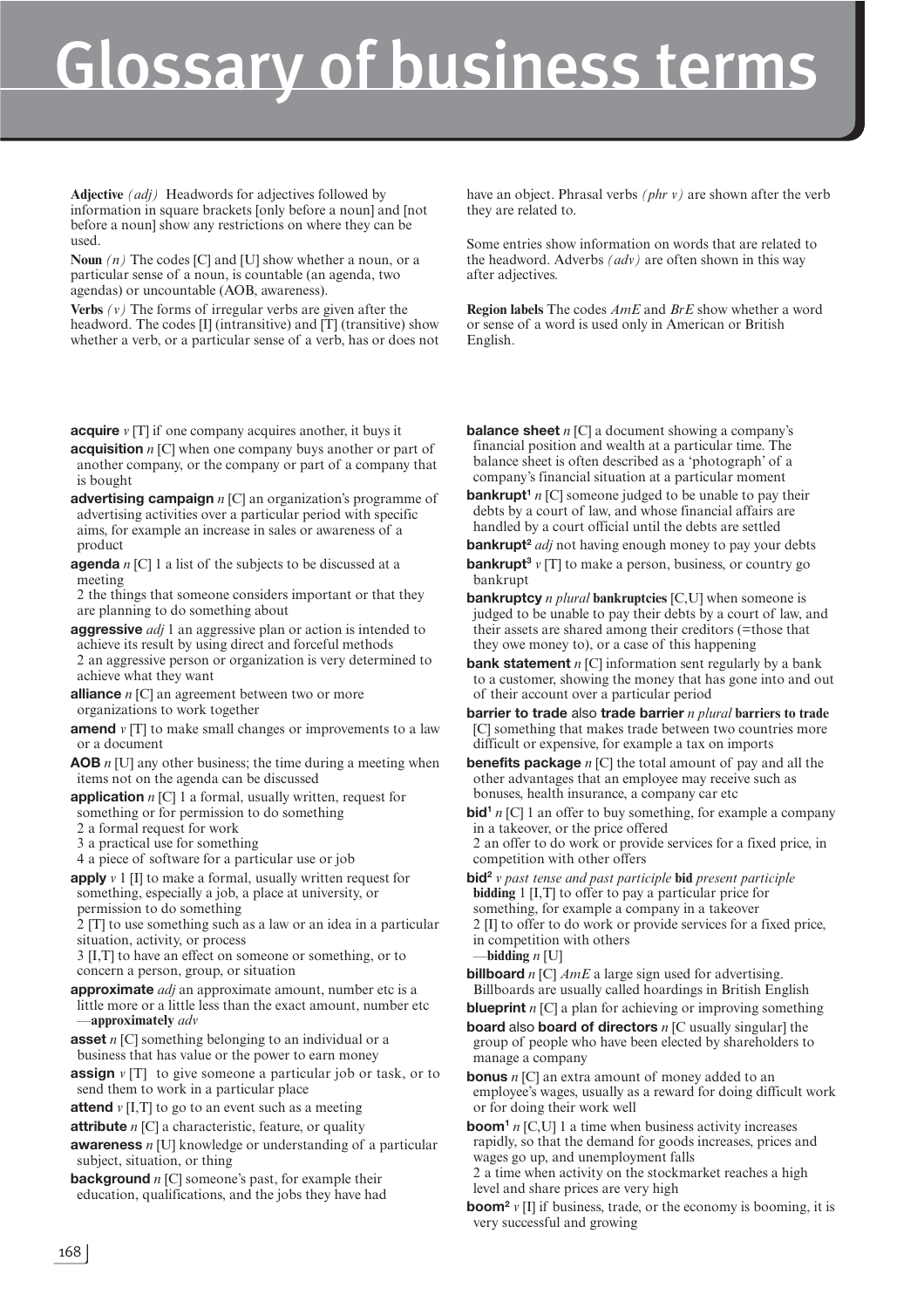# Glossary of business terms

**Adjective** *(adj)* Headwords for adjectives followed by information in square brackets [only before a noun] and [not before a noun] show any restrictions on where they can be used.

**Noun** *(n)* The codes [C] and [U] show whether a noun, or a particular sense of a noun, is countable (an agenda, two agendas) or uncountable (AOB, awareness).

**Verbs** *(v)* The forms of irregular verbs are given after the headword. The codes [I] (intransitive) and [T] (transitive) show whether a verb, or a particular sense of a verb, has or does not have an object. Phrasal verbs *(phr v)* are shown after the verb they are related to.

Some entries show information on words that are related to the headword. Adverbs *(adv)* are often shown in this way after adjectives.

**Region labels** The codes *AmE* and *BrE* show whether a word or sense of a word is used only in American or British English.

**acquire** *v* [T] if one company acquires another, it buys it

**acquisition** *n* [C] when one company buys another or part of another company, or the company or part of a company that is bought

**advertising campaign** *n* [C] an organization's programme of advertising activities over a particular period with specific aims, for example an increase in sales or awareness of a product

**agenda** *n* [C] 1 a list of the subjects to be discussed at a meeting
2 the things that someone considers important or that they are planning to do something about

**aggressive** *adj* 1 an aggressive plan or action is intended to achieve its result by using direct and forceful methods
2 an aggressive person or organization is very determined to achieve what they want

**alliance** *n* [C] an agreement between two or more organizations to work together

**amend** *v* [T] to make small changes or improvements to a law or a document

**AOB** *n* [U] any other business; the time during a meeting when items not on the agenda can be discussed

**application** *n* [C] 1 a formal, usually written, request for something or for permission to do something
2 a formal request for work
3 a practical use for something
4 a piece of software for a particular use or job

**apply** *v* 1 [I] to make a formal, usually written request for something, especially a job, a place at university, or permission to do something
2 [T] to use something such as a law or an idea in a particular situation, activity, or process
3 [I,T] to have an effect on someone or something, or to concern a person, group, or situation

**approximate** *adj* an approximate amount, number etc is a little more or a little less than the exact amount, number etc
—**approximately** *adv*

**asset** *n* [C] something belonging to an individual or a business that has value or the power to earn money

**assign** *v* [T] to give someone a particular job or task, or to send them to work in a particular place

**attend** *v* [I,T] to go to an event such as a meeting

**attribute** *n* [C] a characteristic, feature, or quality

**awareness** *n* [U] knowledge or understanding of a particular subject, situation, or thing

**background** *n* [C] someone's past, for example their education, qualifications, and the jobs they have had

**balance sheet** *n* [C] a document showing a company's financial position and wealth at a particular time. The balance sheet is often described as a 'photograph' of a company's financial situation at a particular moment

**bankrupt[1]** *n* [C] someone judged to be unable to pay their debts by a court of law, and whose financial affairs are handled by a court official until the debts are settled

**bankrupt[2]** *adj* not having enough money to pay your debts

**bankrupt[3]** *v* [T] to make a person, business, or country go bankrupt

**bankruptcy** *n plural* **bankruptcies** [C,U] when someone is judged to be unable to pay their debts by a court of law, and their assets are shared among their creditors (=those that they owe money to), or a case of this happening

**bank statement** *n* [C] information sent regularly by a bank to a customer, showing the money that has gone into and out of their account over a particular period

**barrier to trade** also **trade barrier** *n plural* **barriers to trade** [C] something that makes trade between two countries more difficult or expensive, for example a tax on imports

**benefits package** *n* [C] the total amount of pay and all the other advantages that an employee may receive such as bonuses, health insurance, a company car etc

**bid[1]** *n* [C] 1 an offer to buy something, for example a company in a takeover, or the price offered
2 an offer to do work or provide services for a fixed price, in competition with other offers

**bid[2]** *v past tense and past participle* **bid** *present participle* **bidding** 1 [I,T] to offer to pay a particular price for something, for example a company in a takeover
2 [I] to offer to do work or provide services for a fixed price, in competition with others
—**bidding** *n* [U]

**billboard** *n* [C] *AmE* a large sign used for advertising. Billboards are usually called hoardings in British English

**blueprint** *n* [C] a plan for achieving or improving something

**board** also **board of directors** *n* [C usually singular] the group of people who have been elected by shareholders to manage a company

**bonus** *n* [C] an extra amount of money added to an employee's wages, usually as a reward for doing difficult work or for doing their work well

**boom[1]** *n* [C,U] 1 a time when business activity increases rapidly, so that the demand for goods increases, prices and wages go up, and unemployment falls
2 a time when activity on the stockmarket reaches a high level and share prices are very high

**boom[2]** *v* [I] if business, trade, or the economy is booming, it is very successful and growing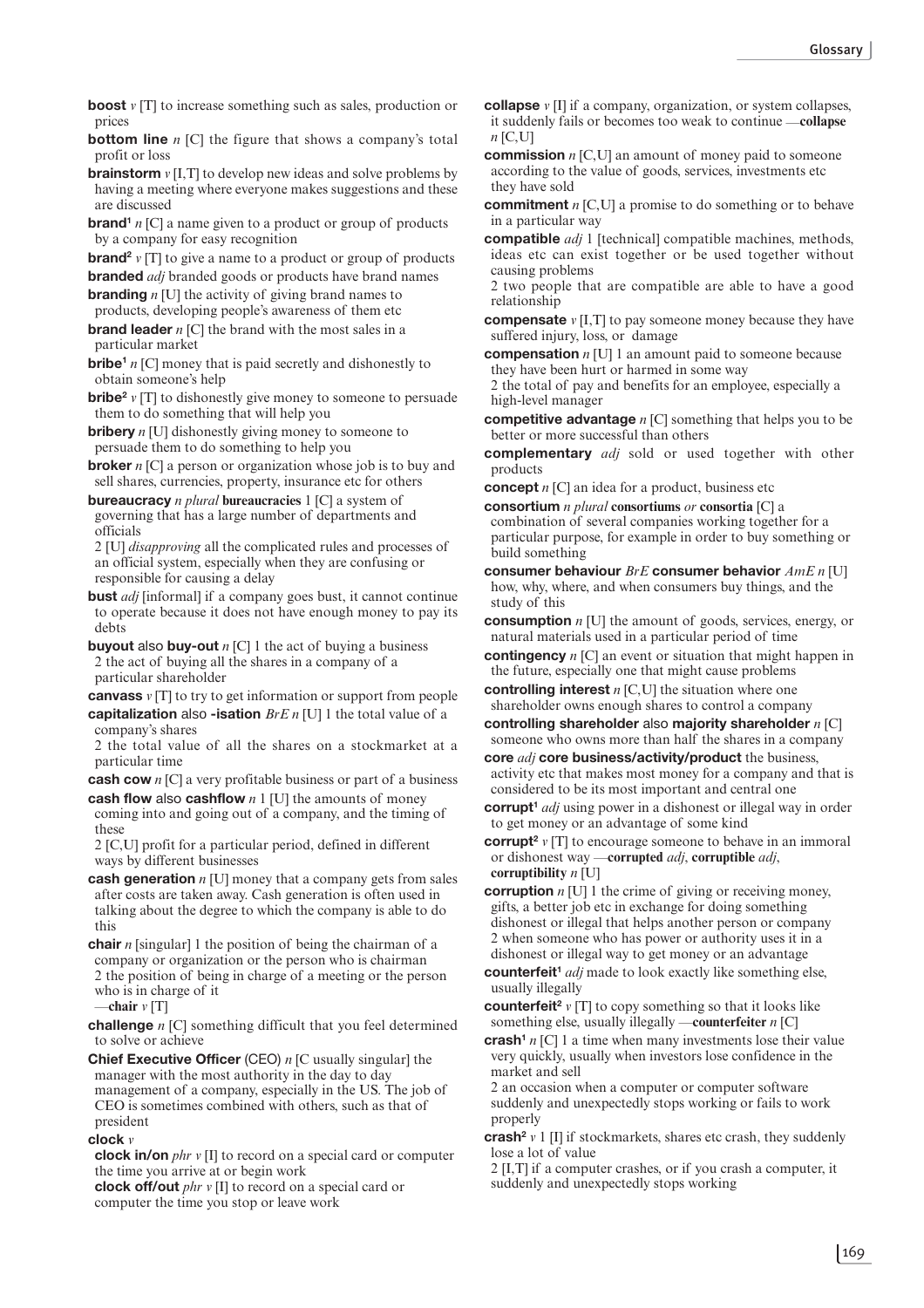**boost** *v* [T] to increase something such as sales, production or prices

**bottom line** *n* [C] the figure that shows a company's total profit or loss

**brainstorm** *v* [I,T] to develop new ideas and solve problems by having a meeting where everyone makes suggestions and these are discussed

**brand[1]** *n* [C] a name given to a product or group of products by a company for easy recognition

**brand[2]** *v* [T] to give a name to a product or group of products

**branded** *adj* branded goods or products have brand names

**branding** *n* [U] the activity of giving brand names to products, developing people's awareness of them etc

**brand leader** *n* [C] the brand with the most sales in a particular market

**bribe[1]** *n* [C] money that is paid secretly and dishonestly to obtain someone's help

**bribe[2]** *v* [T] to dishonestly give money to someone to persuade them to do something that will help you

**bribery** *n* [U] dishonestly giving money to someone to persuade them to do something to help you

**broker** *n* [C] a person or organization whose job is to buy and sell shares, currencies, property, insurance etc for others

**bureaucracy** *n plural* **bureaucracies** 1 [C] a system of governing that has a large number of departments and officials
2 [U] *disapproving* all the complicated rules and processes of an official system, especially when they are confusing or responsible for causing a delay

**bust** *adj* [informal] if a company goes bust, it cannot continue to operate because it does not have enough money to pay its debts

**buyout** also **buy-out** *n* [C] 1 the act of buying a business
2 the act of buying all the shares in a company of a particular shareholder

**canvass** *v* [T] to try to get information or support from people

**capitalization** also **-isation** *BrE n* [U] 1 the total value of a company's shares
2 the total value of all the shares on a stockmarket at a particular time

**cash cow** *n* [C] a very profitable business or part of a business

**cash flow** also **cashflow** *n* 1 [U] the amounts of money coming into and going out of a company, and the timing of these
2 [C,U] profit for a particular period, defined in different ways by different businesses

**cash generation** *n* [U] money that a company gets from sales after costs are taken away. Cash generation is often used in talking about the degree to which the company is able to do this

**chair** *n* [singular] 1 the position of being the chairman of a company or organization or the person who is chairman
2 the position of being in charge of a meeting or the person who is in charge of it
—**chair** *v* [T]

**challenge** *n* [C] something difficult that you feel determined to solve or achieve

**Chief Executive Officer** (CEO) *n* [C usually singular] the manager with the most authority in the day to day management of a company, especially in the US. The job of CEO is sometimes combined with others, such as that of president

**clock** *v*

**clock in/on** *phr v* [I] to record on a special card or computer the time you arrive at or begin work

**clock off/out** *phr v* [I] to record on a special card or computer the time you stop or leave work

**collapse** *v* [I] if a company, organization, or system collapses, it suddenly fails or becomes too weak to continue —**collapse** *n* [C,U]

**commission** *n* [C,U] an amount of money paid to someone according to the value of goods, services, investments etc they have sold

**commitment** *n* [C,U] a promise to do something or to behave in a particular way

**compatible** *adj* 1 [technical] compatible machines, methods, ideas etc can exist together or be used together without causing problems
2 two people that are compatible are able to have a good relationship

**compensate** *v* [I,T] to pay someone money because they have suffered injury, loss, or damage

**compensation** *n* [U] 1 an amount paid to someone because they have been hurt or harmed in some way
2 the total of pay and benefits for an employee, especially a high-level manager

**competitive advantage** *n* [C] something that helps you to be better or more successful than others

**complementary** *adj* sold or used together with other products

**concept** *n* [C] an idea for a product, business etc

**consortium** *n plural* **consortiums** *or* **consortia** [C] a combination of several companies working together for a particular purpose, for example in order to buy something or build something

**consumer behaviour** *BrE* **consumer behavior** *AmE n* [U] how, why, where, and when consumers buy things, and the study of this

**consumption** *n* [U] the amount of goods, services, energy, or natural materials used in a particular period of time

**contingency** *n* [C] an event or situation that might happen in the future, especially one that might cause problems

**controlling interest** *n* [C,U] the situation where one shareholder owns enough shares to control a company

**controlling shareholder** also **majority shareholder** *n* [C] someone who owns more than half the shares in a company

**core** *adj* **core business/activity/product** the business, activity etc that makes most money for a company and that is considered to be its most important and central one

**corrupt[1]** *adj* using power in a dishonest or illegal way in order to get money or an advantage of some kind

**corrupt[2]** *v* [T] to encourage someone to behave in an immoral or dishonest way —**corrupted** *adj*, **corruptible** *adj*, **corruptibility** *n* [U]

**corruption** *n* [U] 1 the crime of giving or receiving money, gifts, a better job etc in exchange for doing something dishonest or illegal that helps another person or company
2 when someone who has power or authority uses it in a dishonest or illegal way to get money or an advantage

**counterfeit[1]** *adj* made to look exactly like something else, usually illegally

**counterfeit[2]** *v* [T] to copy something so that it looks like something else, usually illegally —**counterfeiter** *n* [C]

**crash[1]** *n* [C] 1 a time when many investments lose their value very quickly, usually when investors lose confidence in the market and sell
2 an occasion when a computer or computer software suddenly and unexpectedly stops working or fails to work properly

**crash[2]** *v* 1 [I] if stockmarkets, shares etc crash, they suddenly lose a lot of value
2 [I,T] if a computer crashes, or if you crash a computer, it suddenly and unexpectedly stops working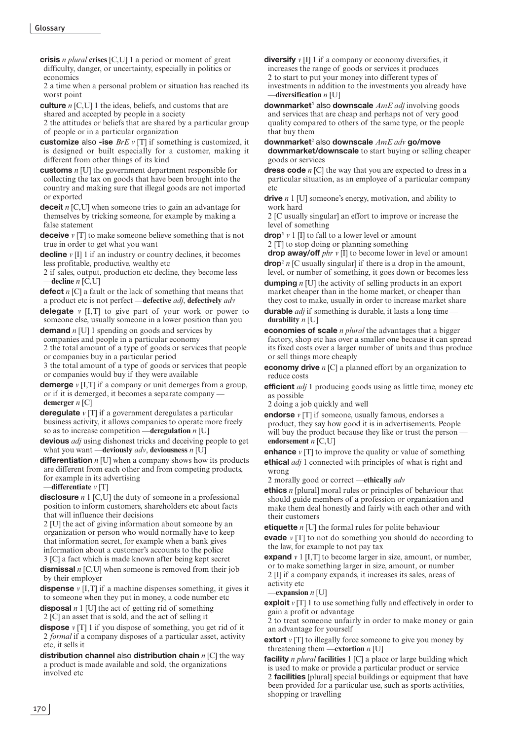**crisis** *n plural* **crises** [C,U] 1 a period or moment of great difficulty, danger, or uncertainty, especially in politics or economics
2 a time when a personal problem or situation has reached its worst point

**culture** *n* [C,U] 1 the ideas, beliefs, and customs that are shared and accepted by people in a society
2 the attitudes or beliefs that are shared by a particular group of people or in a particular organization

**customize** also **-ise** *BrE v* [T] if something is customized, it is designed or built especially for a customer, making it different from other things of its kind

**customs** *n* [U] the government department responsible for collecting the tax on goods that have been brought into the country and making sure that illegal goods are not imported or exported

**deceit** *n* [C,U] when someone tries to gain an advantage for themselves by tricking someone, for example by making a false statement

**deceive** *v* [T] to make someone believe something that is not true in order to get what you want

**decline** *v* [I] 1 if an industry or country declines, it becomes less profitable, productive, wealthy etc
2 if sales, output, production etc decline, they become less —**decline** *n* [C,U]

**defect** *n* [C] a fault or the lack of something that means that a product etc is not perfect —**defective** *adj*, **defectively** *adv*

**delegate** *v* [I,T] to give part of your work or power to someone else, usually someone in a lower position than you

**demand** *n* [U] 1 spending on goods and services by companies and people in a particular economy
2 the total amount of a type of goods or services that people or companies buy in a particular period
3 the total amount of a type of goods or services that people or companies would buy if they were available

**demerge** *v* [I,T] if a company or unit demerges from a group, or if it is demerged, it becomes a separate company —**demerger** *n* [C]

**deregulate** *v* [T] if a government deregulates a particular business activity, it allows companies to operate more freely so as to increase competition —**deregulation** *n* [U]

**devious** *adj* using dishonest tricks and deceiving people to get what you want —**deviously** *adv*, **deviousness** *n* [U]

**differentiation** *n* [U] when a company shows how its products are different from each other and from competing products, for example in its advertising
—**differentiate** *v* [T]

**disclosure** *n* 1 [C,U] the duty of someone in a professional position to inform customers, shareholders etc about facts that will influence their decisions
2 [U] the act of giving information about someone by an organization or person who would normally have to keep that information secret, for example when a bank gives information about a customer's accounts to the police
3 [C] a fact which is made known after being kept secret

**dismissal** *n* [C,U] when someone is removed from their job by their employer

**dispense** *v* [I,T] if a machine dispenses something, it gives it to someone when they put in money, a code number etc

**disposal** *n* 1 [U] the act of getting rid of something
2 [C] an asset that is sold, and the act of selling it

**dispose** *v* [T] 1 if you dispose of something, you get rid of it
2 *formal* if a company disposes of a particular asset, activity etc, it sells it

**distribution channel** also **distribution chain** *n* [C] the way a product is made available and sold, the organizations involved etc

**diversify** *v* [I] 1 if a company or economy diversifies, it increases the range of goods or services it produces
2 to start to put your money into different types of investments in addition to the investments you already have —**diversification** *n* [U]

**downmarket**[1] also **downscale** *AmE adj* involving goods and services that are cheap and perhaps not of very good quality compared to others of the same type, or the people that buy them

**downmarket**[2] also **downscale** *AmE adv* **go/move downmarket/downscale** to start buying or selling cheaper goods or services

**dress code** *n* [C] the way that you are expected to dress in a particular situation, as an employee of a particular company etc

**drive** *n* 1 [U] someone's energy, motivation, and ability to work hard
2 [C usually singular] an effort to improve or increase the level of something

**drop**[1] *v* 1 [I] to fall to a lower level or amount
2 [T] to stop doing or planning something
**drop away/off** *phr v* [I] to become lower in level or amount

**drop**[2] *n* [C usually singular] if there is a drop in the amount, level, or number of something, it goes down or becomes less

**dumping** *n* [U] the activity of selling products in an export market cheaper than in the home market, or cheaper than they cost to make, usually in order to increase market share

**durable** *adj* if something is durable, it lasts a long time — **durability** *n* [U]

**economies of scale** *n plural* the advantages that a bigger factory, shop etc has over a smaller one because it can spread its fixed costs over a larger number of units and thus produce or sell things more cheaply

**economy drive** *n* [C] a planned effort by an organization to reduce costs

**efficient** *adj* 1 producing goods using as little time, money etc as possible
2 doing a job quickly and well

**endorse** *v* [T] if someone, usually famous, endorses a product, they say how good it is in advertisements. People will buy the product because they like or trust the person — **endorsement** *n* [C,U]

**enhance** *v* [T] to improve the quality or value of something

**ethical** *adj* 1 connected with principles of what is right and wrong
2 morally good or correct —**ethically** *adv*

**ethics** *n* [plural] moral rules or principles of behaviour that should guide members of a profession or organization and make them deal honestly and fairly with each other and with their customers

**etiquette** *n* [U] the formal rules for polite behaviour

**evade** *v* [T] to not do something you should do according to the law, for example to not pay tax

**expand** *v* 1 [I,T] to become larger in size, amount, or number, or to make something larger in size, amount, or number
2 [I] if a company expands, it increases its sales, areas of activity etc
—**expansion** *n* [U]

**exploit** *v* [T] 1 to use something fully and effectively in order to gain a profit or advantage
2 to treat someone unfairly in order to make money or gain an advantage for yourself

**extort** *v* [T] to illegally force someone to give you money by threatening them —**extortion** *n* [U]

**facility** *n plural* **facilities** 1 [C] a place or large building which is used to make or provide a particular product or service
2 **facilities** [plural] special buildings or equipment that have been provided for a particular use, such as sports activities, shopping or travelling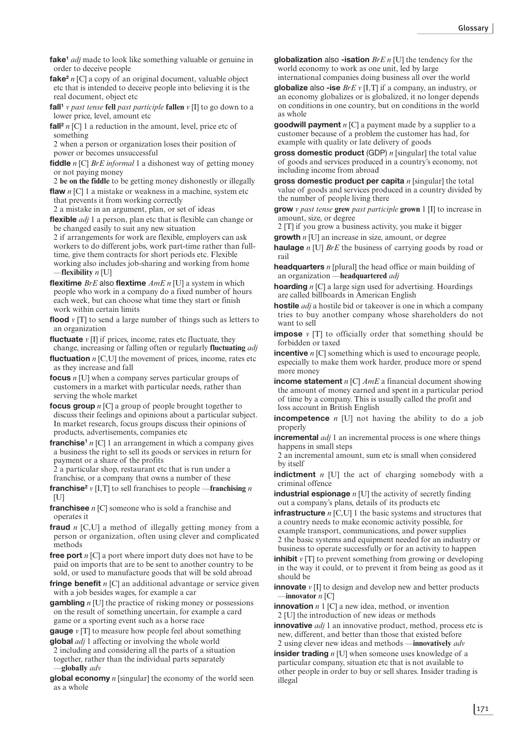**fake**[1] *adj* made to look like something valuable or genuine in order to deceive people

**fake**[2] *n* [C] a copy of an original document, valuable object etc that is intended to deceive people into believing it is the real document, object etc

**fall**[1] *v past tense* **fell** *past participle* **fallen** *v* [I] to go down to a lower price, level, amount etc

**fall**[2] *n* [C] 1 a reduction in the amount, level, price etc of something
2 when a person or organization loses their position of power or becomes unsuccessful

**fiddle** *n* [C] *BrE informal* 1 a dishonest way of getting money or not paying money
2 **be on the fiddle** to be getting money dishonestly or illegally

**flaw** *n* [C] 1 a mistake or weakness in a machine, system etc that prevents it from working correctly
2 a mistake in an argument, plan, or set of ideas

**flexible** *adj* 1 a person, plan etc that is flexible can change or be changed easily to suit any new situation
2 if arrangements for work are flexible, employers can ask workers to do different jobs, work part-time rather than full-time, give them contracts for short periods etc. Flexible working also includes job-sharing and working from home —**flexibility** *n* [U]

**flexitime** *BrE* also **flextime** *AmE n* [U] a system in which people who work in a company do a fixed number of hours each week, but can choose what time they start or finish work within certain limits

**flood** *v* [T] to send a large number of things such as letters to an organization

**fluctuate** *v* [I] if prices, income, rates etc fluctuate, they change, increasing or falling often or regularly **fluctuating** *adj*

**fluctuation** *n* [C,U] the movement of prices, income, rates etc as they increase and fall

**focus** *n* [U] when a company serves particular groups of customers in a market with particular needs, rather than serving the whole market

**focus group** *n* [C] a group of people brought together to discuss their feelings and opinions about a particular subject. In market research, focus groups discuss their opinions of products, advertisements, companies etc

**franchise**[1] *n* [C] 1 an arrangement in which a company gives a business the right to sell its goods or services in return for payment or a share of the profits
2 a particular shop, restaurant etc that is run under a franchise, or a company that owns a number of these

**franchise**[2] *v* [I,T] to sell franchises to people —**franchising** *n* [U]

**franchisee** *n* [C] someone who is sold a franchise and operates it

**fraud** *n* [C,U] a method of illegally getting money from a person or organization, often using clever and complicated methods

**free port** *n* [C] a port where import duty does not have to be paid on imports that are to be sent to another country to be sold, or used to manufacture goods that will be sold abroad

**fringe benefit** *n* [C] an additional advantage or service given with a job besides wages, for example a car

**gambling** *n* [U] the practice of risking money or possessions on the result of something uncertain, for example a card game or a sporting event such as a horse race

**gauge** *v* [T] to measure how people feel about something

**global** *adj* 1 affecting or involving the whole world
2 including and considering all the parts of a situation together, rather than the individual parts separately —**globally** *adv*

**global economy** *n* [singular] the economy of the world seen as a whole

**globalization** also **-isation** *BrE n* [U] the tendency for the world economy to work as one unit, led by large international companies doing business all over the world

**globalize** also **-ise** *BrE v* [I,T] if a company, an industry, or an economy globalizes or is globalized, it no longer depends on conditions in one country, but on conditions in the world as whole

**goodwill payment** *n* [C] a payment made by a supplier to a customer because of a problem the customer has had, for example with quality or late delivery of goods

**gross domestic product** (GDP) *n* [singular] the total value of goods and services produced in a country's economy, not including income from abroad

**gross domestic product per capita** *n* [singular] the total value of goods and services produced in a country divided by the number of people living there

**grow** *v past tense* **grew** *past participle* **grown** 1 [I] to increase in amount, size, or degree
2 [T] if you grow a business activity, you make it bigger

**growth** *n* [U] an increase in size, amount, or degree

**haulage** *n* [U] *BrE* the business of carrying goods by road or rail

**headquarters** *n* [plural] the head office or main building of an organization —**headquartered** *adj*

**hoarding** *n* [C] a large sign used for advertising. Hoardings are called billboards in American English

**hostile** *adj* a hostile bid or takeover is one in which a company tries to buy another company whose shareholders do not want to sell

**impose** *v* [T] to officially order that something should be forbidden or taxed

**incentive** *n* [C] something which is used to encourage people, especially to make them work harder, produce more or spend more money

**income statement** *n* [C] *AmE* a financial document showing the amount of money earned and spent in a particular period of time by a company. This is usually called the profit and loss account in British English

**incompetence** *n* [U] not having the ability to do a job properly

**incremental** *adj* 1 an incremental process is one where things happens in small steps
2 an incremental amount, sum etc is small when considered by itself

**indictment** *n* [U] the act of charging somebody with a criminal offence

**industrial espionage** *n* [U] the activity of secretly finding out a company's plans, details of its products etc

**infrastructure** *n* [C,U] 1 the basic systems and structures that a country needs to make economic activity possible, for example transport, communications, and power supplies
2 the basic systems and equipment needed for an industry or business to operate successfully or for an activity to happen

**inhibit** *v* [T] to prevent something from growing or developing in the way it could, or to prevent it from being as good as it should be

**innovate** *v* [I] to design and develop new and better products —**innovator** *n* [C]

**innovation** *n* 1 [C] a new idea, method, or invention
2 [U] the introduction of new ideas or methods

**innovative** *adj* 1 an innovative product, method, process etc is new, different, and better than those that existed before
2 using clever new ideas and methods —**innovatively** *adv*

**insider trading** *n* [U] when someone uses knowledge of a particular company, situation etc that is not available to other people in order to buy or sell shares. Insider trading is illegal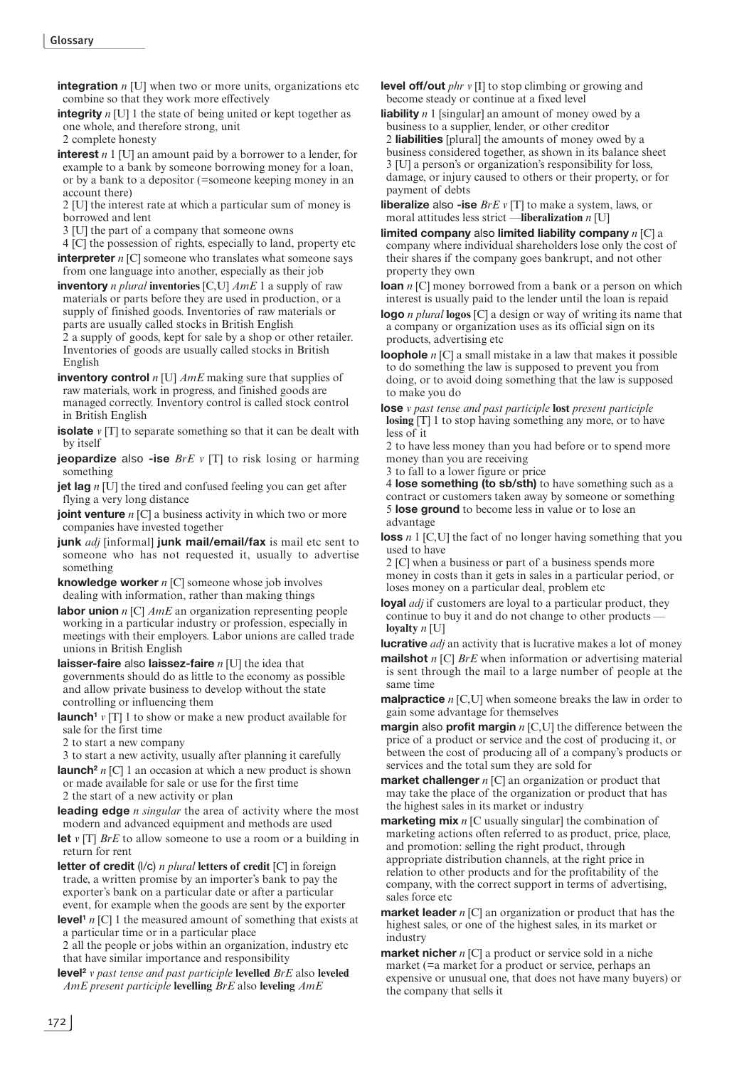**integration** *n* [U] when two or more units, organizations etc combine so that they work more effectively

**integrity** *n* [U] 1 the state of being united or kept together as one whole, and therefore strong, unit
2 complete honesty

**interest** *n* 1 [U] an amount paid by a borrower to a lender, for example to a bank by someone borrowing money for a loan, or by a bank to a depositor (=someone keeping money in an account there)
2 [U] the interest rate at which a particular sum of money is borrowed and lent
3 [U] the part of a company that someone owns
4 [C] the possession of rights, especially to land, property etc

**interpreter** *n* [C] someone who translates what someone says from one language into another, especially as their job

**inventory** *n plural* **inventories** [C,U] *AmE* 1 a supply of raw materials or parts before they are used in production, or a supply of finished goods. Inventories of raw materials or parts are usually called stocks in British English
2 a supply of goods, kept for sale by a shop or other retailer. Inventories of goods are usually called stocks in British English

**inventory control** *n* [U] *AmE* making sure that supplies of raw materials, work in progress, and finished goods are managed correctly. Inventory control is called stock control in British English

**isolate** *v* [T] to separate something so that it can be dealt with by itself

**jeopardize** also **-ise** *BrE v* [T] to risk losing or harming something

**jet lag** *n* [U] the tired and confused feeling you can get after flying a very long distance

**joint venture** *n* [C] a business activity in which two or more companies have invested together

**junk** *adj* [informal] **junk mail/email/fax** is mail etc sent to someone who has not requested it, usually to advertise something

**knowledge worker** *n* [C] someone whose job involves dealing with information, rather than making things

**labor union** *n* [C] *AmE* an organization representing people working in a particular industry or profession, especially in meetings with their employers. Labor unions are called trade unions in British English

**laisser-faire** also **laissez-faire** *n* [U] the idea that governments should do as little to the economy as possible and allow private business to develop without the state controlling or influencing them

**launch**[1] *v* [T] 1 to show or make a new product available for sale for the first time
2 to start a new company
3 to start a new activity, usually after planning it carefully

**launch**[2] *n* [C] 1 an occasion at which a new product is shown or made available for sale or use for the first time
2 the start of a new activity or plan

**leading edge** *n singular* the area of activity where the most modern and advanced equipment and methods are used

**let** *v* [T] *BrE* to allow someone to use a room or a building in return for rent

**letter of credit** (l/c) *n plural* **letters of credit** [C] in foreign trade, a written promise by an importer's bank to pay the exporter's bank on a particular date or after a particular event, for example when the goods are sent by the exporter

**level**[1] *n* [C] 1 the measured amount of something that exists at a particular time or in a particular place
2 all the people or jobs within an organization, industry etc that have similar importance and responsibility

**level**[2] *v past tense and past participle* **levelled** *BrE* also **leveled** *AmE present participle* **levelling** *BrE* also **leveling** *AmE*

**level off/out** *phr v* [I] to stop climbing or growing and become steady or continue at a fixed level

**liability** *n* 1 [singular] an amount of money owed by a business to a supplier, lender, or other creditor
2 **liabilities** [plural] the amounts of money owed by a business considered together, as shown in its balance sheet
3 [U] a person's or organization's responsibility for loss, damage, or injury caused to others or their property, or for payment of debts

**liberalize** also **-ise** *BrE v* [T] to make a system, laws, or moral attitudes less strict —**liberalization** *n* [U]

**limited company** also **limited liability company** *n* [C] a company where individual shareholders lose only the cost of their shares if the company goes bankrupt, and not other property they own

**loan** *n* [C] money borrowed from a bank or a person on which interest is usually paid to the lender until the loan is repaid

**logo** *n plural* **logos** [C] a design or way of writing its name that a company or organization uses as its official sign on its products, advertising etc

**loophole** *n* [C] a small mistake in a law that makes it possible to do something the law is supposed to prevent you from doing, or to avoid doing something that the law is supposed to make you do

**lose** *v past tense and past participle* **lost** *present participle* **losing** [T] 1 to stop having something any more, or to have less of it
2 to have less money than you had before or to spend more money than you are receiving
3 to fall to a lower figure or price
4 **lose something (to sb/sth)** to have something such as a contract or customers taken away by someone or something
5 **lose ground** to become less in value or to lose an advantage

**loss** *n* 1 [C,U] the fact of no longer having something that you used to have
2 [C] when a business or part of a business spends more money in costs than it gets in sales in a particular period, or loses money on a particular deal, problem etc

**loyal** *adj* if customers are loyal to a particular product, they continue to buy it and do not change to other products —**loyalty** *n* [U]

**lucrative** *adj* an activity that is lucrative makes a lot of money

**mailshot** *n* [C] *BrE* when information or advertising material is sent through the mail to a large number of people at the same time

**malpractice** *n* [C,U] when someone breaks the law in order to gain some advantage for themselves

**margin** also **profit margin** *n* [C,U] the difference between the price of a product or service and the cost of producing it, or between the cost of producing all of a company's products or services and the total sum they are sold for

**market challenger** *n* [C] an organization or product that may take the place of the organization or product that has the highest sales in its market or industry

**marketing mix** *n* [C usually singular] the combination of marketing actions often referred to as product, price, place, and promotion: selling the right product, through appropriate distribution channels, at the right price in relation to other products and for the profitability of the company, with the correct support in terms of advertising, sales force etc

**market leader** *n* [C] an organization or product that has the highest sales, or one of the highest sales, in its market or industry

**market nicher** *n* [C] a product or service sold in a niche market (=a market for a product or service, perhaps an expensive or unusual one, that does not have many buyers) or the company that sells it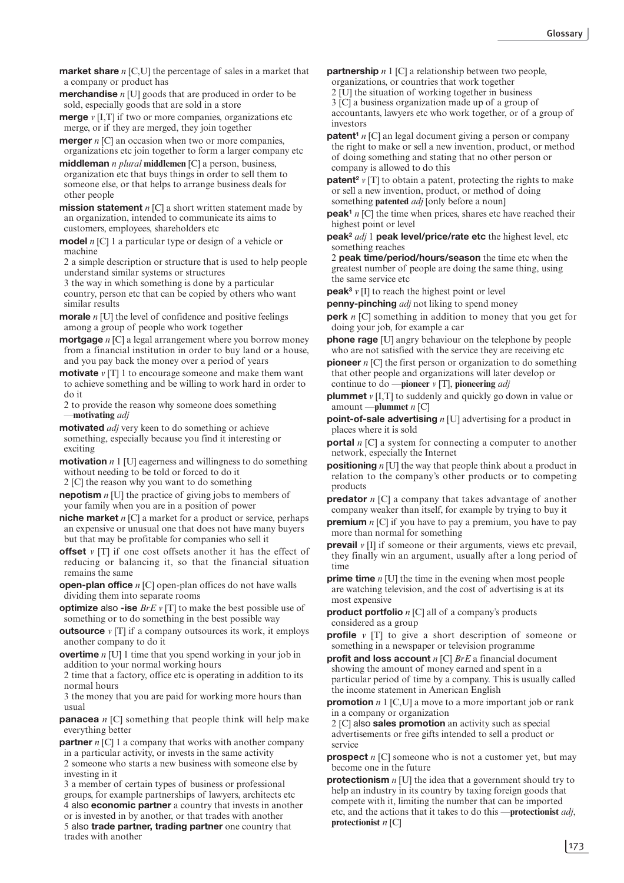**market share** *n* [C,U] the percentage of sales in a market that a company or product has

**merchandise** *n* [U] goods that are produced in order to be sold, especially goods that are sold in a store

**merge** *v* [I,T] if two or more companies, organizations etc merge, or if they are merged, they join together

**merger** *n* [C] an occasion when two or more companies, organizations etc join together to form a larger company etc

**middleman** *n plural* **middlemen** [C] a person, business, organization etc that buys things in order to sell them to someone else, or that helps to arrange business deals for other people

**mission statement** *n* [C] a short written statement made by an organization, intended to communicate its aims to customers, employees, shareholders etc

**model** *n* [C] 1 a particular type or design of a vehicle or machine
2 a simple description or structure that is used to help people understand similar systems or structures
3 the way in which something is done by a particular country, person etc that can be copied by others who want similar results

**morale** *n* [U] the level of confidence and positive feelings among a group of people who work together

**mortgage** *n* [C] a legal arrangement where you borrow money from a financial institution in order to buy land or a house, and you pay back the money over a period of years

**motivate** *v* [T] 1 to encourage someone and make them want to achieve something and be willing to work hard in order to do it
2 to provide the reason why someone does something —**motivating** *adj*

**motivated** *adj* very keen to do something or achieve something, especially because you find it interesting or exciting

**motivation** *n* 1 [U] eagerness and willingness to do something without needing to be told or forced to do it
2 [C] the reason why you want to do something

**nepotism** *n* [U] the practice of giving jobs to members of your family when you are in a position of power

**niche market** *n* [C] a market for a product or service, perhaps an expensive or unusual one that does not have many buyers but that may be profitable for companies who sell it

**offset** *v* [T] if one cost offsets another it has the effect of reducing or balancing it, so that the financial situation remains the same

**open-plan office** *n* [C] open-plan offices do not have walls dividing them into separate rooms

**optimize** also **-ise** *BrE v* [T] to make the best possible use of something or to do something in the best possible way

**outsource** *v* [T] if a company outsources its work, it employs another company to do it

**overtime** *n* [U] 1 time that you spend working in your job in addition to your normal working hours
2 time that a factory, office etc is operating in addition to its normal hours
3 the money that you are paid for working more hours than usual

**panacea** *n* [C] something that people think will help make everything better

**partner** *n* [C] 1 a company that works with another company in a particular activity, or invests in the same activity
2 someone who starts a new business with someone else by investing in it
3 a member of certain types of business or professional groups, for example partnerships of lawyers, architects etc
4 also **economic partner** a country that invests in another or is invested in by another, or that trades with another
5 also **trade partner, trading partner** one country that trades with another

**partnership** *n* 1 [C] a relationship between two people, organizations, or countries that work together
2 [U] the situation of working together in business
3 [C] a business organization made up of a group of accountants, lawyers etc who work together, or of a group of investors

**patent[1]** *n* [C] an legal document giving a person or company the right to make or sell a new invention, product, or method of doing something and stating that no other person or company is allowed to do this

**patent[2]** *v* [T] to obtain a patent, protecting the rights to make or sell a new invention, product, or method of doing something **patented** *adj* [only before a noun]

**peak[1]** *n* [C] the time when prices, shares etc have reached their highest point or level

**peak[2]** *adj* 1 **peak level/price/rate etc** the highest level, etc something reaches
2 **peak time/period/hours/season** the time etc when the greatest number of people are doing the same thing, using the same service etc

**peak[3]** *v* [I] to reach the highest point or level

**penny-pinching** *adj* not liking to spend money

**perk** *n* [C] something in addition to money that you get for doing your job, for example a car

**phone rage** [U] angry behaviour on the telephone by people who are not satisfied with the service they are receiving etc

**pioneer** *n* [C] the first person or organization to do something that other people and organizations will later develop or continue to do —**pioneer** *v* [T], **pioneering** *adj*

**plummet** *v* [I,T] to suddenly and quickly go down in value or amount —**plummet** *n* [C]

**point-of-sale advertising** *n* [U] advertising for a product in places where it is sold

**portal** *n* [C] a system for connecting a computer to another network, especially the Internet

**positioning** *n* [U] the way that people think about a product in relation to the company's other products or to competing products

**predator** *n* [C] a company that takes advantage of another company weaker than itself, for example by trying to buy it

**premium** *n* [C] if you have to pay a premium, you have to pay more than normal for something

**prevail** *v* [I] if someone or their arguments, views etc prevail, they finally win an argument, usually after a long period of time

**prime time** *n* [U] the time in the evening when most people are watching television, and the cost of advertising is at its most expensive

**product portfolio** *n* [C] all of a company's products considered as a group

**profile** *v* [T] to give a short description of someone or something in a newspaper or television programme

**profit and loss account** *n* [C] *BrE* a financial document showing the amount of money earned and spent in a particular period of time by a company. This is usually called the income statement in American English

**promotion** *n* 1 [C,U] a move to a more important job or rank in a company or organization
2 [C] also **sales promotion** an activity such as special advertisements or free gifts intended to sell a product or service

**prospect** *n* [C] someone who is not a customer yet, but may become one in the future

**protectionism** *n* [U] the idea that a government should try to help an industry in its country by taxing foreign goods that compete with it, limiting the number that can be imported etc, and the actions that it takes to do this —**protectionist** *adj*, **protectionist** *n* [C]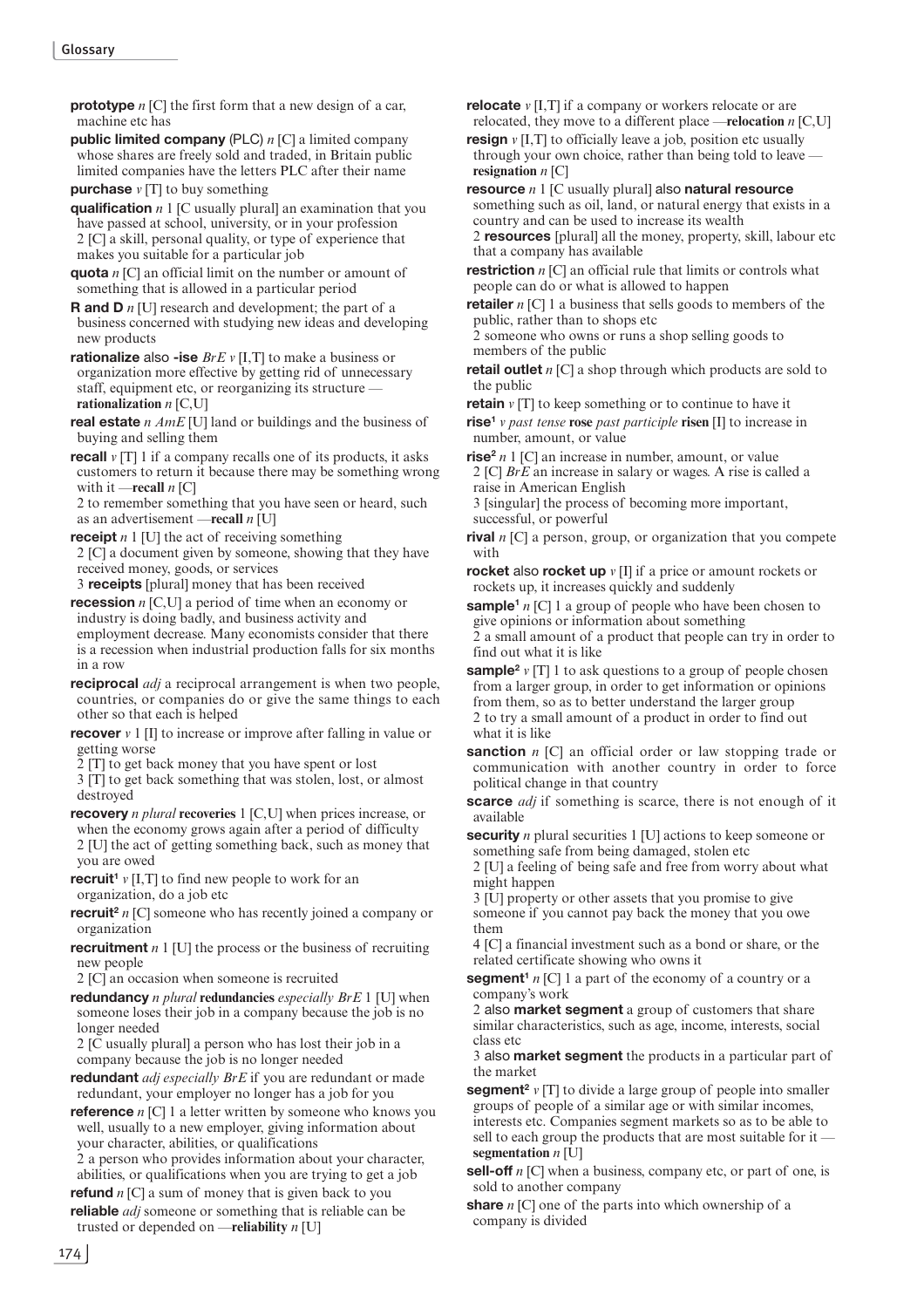**prototype** *n* [C] the first form that a new design of a car, machine etc has

**public limited company** (PLC) *n* [C] a limited company whose shares are freely sold and traded, in Britain public limited companies have the letters PLC after their name

**purchase** *v* [T] to buy something

**qualification** *n* 1 [C usually plural] an examination that you have passed at school, university, or in your profession
2 [C] a skill, personal quality, or type of experience that makes you suitable for a particular job

**quota** *n* [C] an official limit on the number or amount of something that is allowed in a particular period

**R and D** *n* [U] research and development; the part of a business concerned with studying new ideas and developing new products

**rationalize** also **-ise** *BrE v* [I,T] to make a business or organization more effective by getting rid of unnecessary staff, equipment etc, or reorganizing its structure — **rationalization** *n* [C,U]

**real estate** *n AmE* [U] land or buildings and the business of buying and selling them

**recall** *v* [T] 1 if a company recalls one of its products, it asks customers to return it because there may be something wrong with it —**recall** *n* [C]
2 to remember something that you have seen or heard, such as an advertisement —**recall** *n* [U]

**receipt** *n* 1 [U] the act of receiving something
2 [C] a document given by someone, showing that they have received money, goods, or services
3 **receipts** [plural] money that has been received

**recession** *n* [C,U] a period of time when an economy or industry is doing badly, and business activity and employment decrease. Many economists consider that there is a recession when industrial production falls for six months in a row

**reciprocal** *adj* a reciprocal arrangement is when two people, countries, or companies do or give the same things to each other so that each is helped

**recover** *v* 1 [I] to increase or improve after falling in value or getting worse
2 [T] to get back money that you have spent or lost
3 [T] to get back something that was stolen, lost, or almost destroyed

**recovery** *n plural* **recoveries** 1 [C,U] when prices increase, or when the economy grows again after a period of difficulty
2 [U] the act of getting something back, such as money that you are owed

**recruit**[1] *v* [I,T] to find new people to work for an organization, do a job etc

**recruit**[2] *n* [C] someone who has recently joined a company or organization

**recruitment** *n* 1 [U] the process or the business of recruiting new people
2 [C] an occasion when someone is recruited

**redundancy** *n plural* **redundancies** *especially BrE* 1 [U] when someone loses their job in a company because the job is no longer needed
2 [C usually plural] a person who has lost their job in a company because the job is no longer needed

**redundant** *adj especially BrE* if you are redundant or made redundant, your employer no longer has a job for you

**reference** *n* [C] 1 a letter written by someone who knows you well, usually to a new employer, giving information about your character, abilities, or qualifications
2 a person who provides information about your character, abilities, or qualifications when you are trying to get a job

**refund** *n* [C] a sum of money that is given back to you

**reliable** *adj* someone or something that is reliable can be trusted or depended on —**reliability** *n* [U]

**relocate** *v* [I,T] if a company or workers relocate or are relocated, they move to a different place —**relocation** *n* [C,U]

**resign** *v* [I,T] to officially leave a job, position etc usually through your own choice, rather than being told to leave — **resignation** *n* [C]

**resource** *n* 1 [C usually plural] also **natural resource** something such as oil, land, or natural energy that exists in a country and can be used to increase its wealth
2 **resources** [plural] all the money, property, skill, labour etc that a company has available

**restriction** *n* [C] an official rule that limits or controls what people can do or what is allowed to happen

**retailer** *n* [C] 1 a business that sells goods to members of the public, rather than to shops etc
2 someone who owns or runs a shop selling goods to members of the public

**retail outlet** *n* [C] a shop through which products are sold to the public

**retain** *v* [T] to keep something or to continue to have it

**rise**[1] *v past tense* **rose** *past participle* **risen** [I] to increase in number, amount, or value

**rise**[2] *n* 1 [C] an increase in number, amount, or value
2 [C] *BrE* an increase in salary or wages. A rise is called a raise in American English
3 [singular] the process of becoming more important, successful, or powerful

**rival** *n* [C] a person, group, or organization that you compete with

**rocket** also **rocket up** *v* [I] if a price or amount rockets or rockets up, it increases quickly and suddenly

**sample**[1] *n* [C] 1 a group of people who have been chosen to give opinions or information about something
2 a small amount of a product that people can try in order to find out what it is like

**sample**[2] *v* [T] 1 to ask questions to a group of people chosen from a larger group, in order to get information or opinions from them, so as to better understand the larger group
2 to try a small amount of a product in order to find out what it is like

**sanction** *n* [C] an official order or law stopping trade or communication with another country in order to force political change in that country

**scarce** *adj* if something is scarce, there is not enough of it available

**security** *n* plural securities 1 [U] actions to keep someone or something safe from being damaged, stolen etc
2 [U] a feeling of being safe and free from worry about what might happen
3 [U] property or other assets that you promise to give someone if you cannot pay back the money that you owe them
4 [C] a financial investment such as a bond or share, or the related certificate showing who owns it

**segment**[1] *n* [C] 1 a part of the economy of a country or a company's work
2 also **market segment** a group of customers that share similar characteristics, such as age, income, interests, social class etc
3 also **market segment** the products in a particular part of the market

**segment**[2] *v* [T] to divide a large group of people into smaller groups of people of a similar age or with similar incomes, interests etc. Companies segment markets so as to be able to sell to each group the products that are most suitable for it — **segmentation** *n* [U]

**sell-off** *n* [C] when a business, company etc, or part of one, is sold to another company

**share** *n* [C] one of the parts into which ownership of a company is divided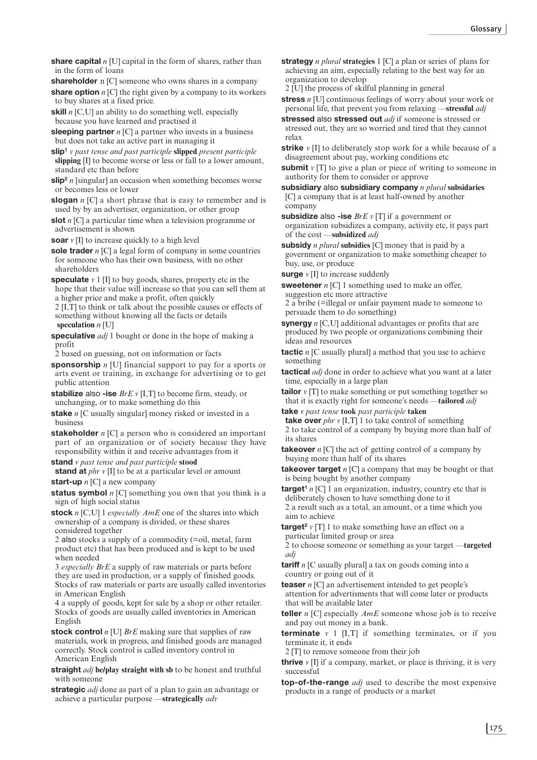**share capital** *n* [U] capital in the form of shares, rather than in the form of loans

**shareholder** n [C] someone who owns shares in a company

**share option** *n* [C] the right given by a company to its workers to buy shares at a fixed price.

**skill** *n* [C,U] an ability to do something well, especially because you have learned and practised it

**sleeping partner** *n* [C] a partner who invests in a business but does not take an active part in managing it

**slip**[1] *v past tense and past participle* **slipped** *present participle* **slipping** [I] to become worse or less or fall to a lower amount, standard etc than before

**slip**[2] *n* [singular] an occasion when something becomes worse or becomes less or lower

**slogan** *n* [C] a short phrase that is easy to remember and is used by by an advertiser, organization, or other group

**slot** *n* [C] a particular time when a television programme or advertisement is shown

**soar** *v* [I] to increase quickly to a high level

**sole trader** *n* [C] a legal form of company in some countries for someone who has their own business, with no other shareholders

**speculate** *v* 1 [I] to buy goods, shares, property etc in the hope that their value will increase so that you can sell them at a higher price and make a profit, often quickly
2 [I,T] to think or talk about the possible causes or effects of something without knowing all the facts or details
**speculation** *n* [U]

**speculative** *adj* 1 bought or done in the hope of making a profit
2 based on guessing, not on information or facts

**sponsorship** *n* [U] financial support to pay for a sports or arts event or training, in exchange for advertising or to get public attention

**stabilize** also **-ise** *BrE v* [I,T] to become firm, steady, or unchanging, or to make something do this

**stake** *n* [C usually singular] money risked or invested in a business

**stakeholder** *n* [C] a person who is considered an important part of an organization or of society because they have responsibility within it and receive advantages from it

**stand** *v past tense and past participle* **stood**
**stand at** *phr v* [I] to be at a particular level or amount

**start-up** *n* [C] a new company

**status symbol** *n* [C] something you own that you think is a sign of high social status

**stock** *n* [C,U] 1 *especially AmE* one of the shares into which ownership of a company is divided, or these shares considered together
2 also stocks a supply of a commodity (=oil, metal, farm product etc) that has been produced and is kept to be used when needed
3 *especially BrE* a supply of raw materials or parts before they are used in production, or a supply of finished goods. Stocks of raw materials or parts are usually called inventories in American English
4 a supply of goods, kept for sale by a shop or other retailer. Stocks of goods are usually called inventories in American English

**stock control** *n* [U] *BrE* making sure that supplies of raw materials, work in progress, and finished goods are managed correctly. Stock control is called inventory control in American English

**straight** *adj* **be/play straight with sb** to be honest and truthful with someone

**strategic** *adj* done as part of a plan to gain an advantage or achieve a particular purpose —**strategically** *adv*

**strategy** *n plural* **strategies** 1 [C] a plan or series of plans for achieving an aim, especially relating to the best way for an organization to develop
2 [U] the process of skilful planning in general

**stress** *n* [U] continuous feelings of worry about your work or personal life, that prevent you from relaxing —**stressful** *adj*

**stressed** also **stressed out** *adj* if someone is stressed or stressed out, they are so worried and tired that they cannot relax

**strike** *v* [I] to deliberately stop work for a while because of a disagreement about pay, working conditions etc

**submit** *v* [T] to give a plan or piece of writing to someone in authority for them to consider or approve

**subsidiary** also **subsidiary company** *n plural* **subsidaries** [C] a company that is at least half-owned by another company

**subsidize** also **-ise** *BrE v* [T] if a government or organization subsidizes a company, activity etc, it pays part of the cost —**subsidized** *adj*

**subsidy** *n plural* **subsidies** [C] money that is paid by a government or organization to make something cheaper to buy, use, or produce

**surge** *v* [I] to increase suddenly

**sweetener** *n* [C] 1 something used to make an offer, suggestion etc more attractive
2 a bribe (=illegal or unfair payment made to someone to persuade them to do something)

**synergy** *n* [C,U] additional advantages or profits that are produced by two people or organizations combining their ideas and resources

**tactic** *n* [C usually plural] a method that you use to achieve something

**tactical** *adj* done in order to achieve what you want at a later time, especially in a large plan

**tailor** *v* [T] to make something or put something together so that it is exactly right for someone's needs —**tailored** *adj*

**take** *v past tense* **took** *past participle* **taken**
**take over** *phr v* [I,T] 1 to take control of something
2 to take control of a company by buying more than half of its shares

**takeover** *n* [C] the act of getting control of a company by buying more than half of its shares

**takeover target** *n* [C] a company that may be bought or that is being bought by another company

**target**[1] *n* [C] 1 an organization, industry, country etc that is deliberately chosen to have something done to it
2 a result such as a total, an amount, or a time which you aim to achieve

**target**[2] *v* [T] 1 to make something have an effect on a particular limited group or area
2 to choose someone or something as your target —**targeted** *adj*

**tariff** *n* [C usually plural] a tax on goods coming into a country or going out of it

**teaser** *n* [C] an advertisement intended to get people's attention for advertisments that will come later or products that will be available later

**teller** *n* [C] especially *AmE* someone whose job is to receive and pay out money in a bank.

**terminate** *v* 1 [I,T] if something terminates, or if you terminate it, it ends
2 [T] to remove someone from their job

**thrive** *v* [I] if a company, market, or place is thriving, it is very successful

**top-of-the-range** *adj* used to describe the most expensive products in a range of products or a market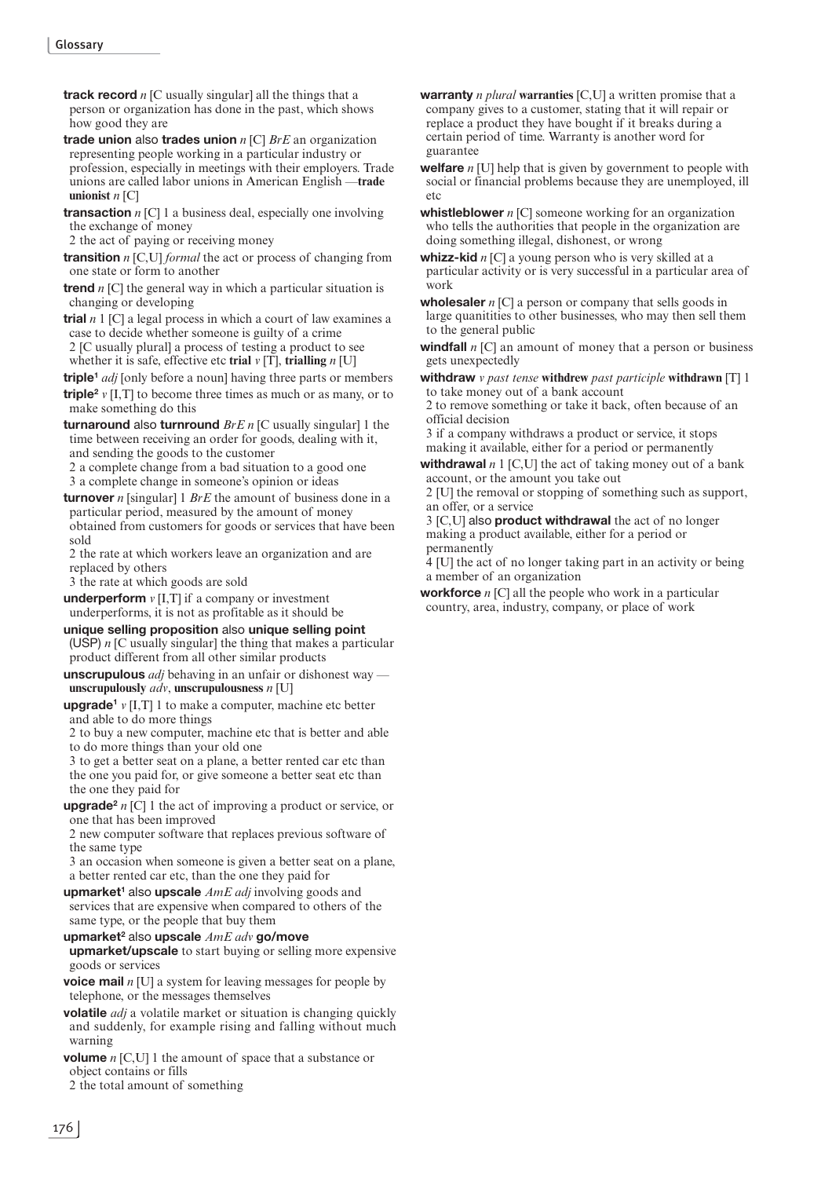**track record** *n* [C usually singular] all the things that a person or organization has done in the past, which shows how good they are

**trade union** also **trades union** *n* [C] *BrE* an organization representing people working in a particular industry or profession, especially in meetings with their employers. Trade unions are called labor unions in American English —**trade unionist** *n* [C]

**transaction** *n* [C] 1 a business deal, especially one involving the exchange of money
2 the act of paying or receiving money

**transition** *n* [C,U] *formal* the act or process of changing from one state or form to another

**trend** *n* [C] the general way in which a particular situation is changing or developing

**trial** *n* 1 [C] a legal process in which a court of law examines a case to decide whether someone is guilty of a crime
2 [C usually plural] a process of testing a product to see whether it is safe, effective etc **trial** *v* [T], **trialling** *n* [U]

**triple**[1] *adj* [only before a noun] having three parts or members

**triple**[2] *v* [I,T] to become three times as much or as many, or to make something do this

**turnaround** also **turnround** *BrE n* [C usually singular] 1 the time between receiving an order for goods, dealing with it, and sending the goods to the customer
2 a complete change from a bad situation to a good one
3 a complete change in someone's opinion or ideas

**turnover** *n* [singular] 1 *BrE* the amount of business done in a particular period, measured by the amount of money obtained from customers for goods or services that have been sold
2 the rate at which workers leave an organization and are replaced by others
3 the rate at which goods are sold

**underperform** *v* [I,T] if a company or investment underperforms, it is not as profitable as it should be

**unique selling proposition** also **unique selling point** (USP) *n* [C usually singular] the thing that makes a particular product different from all other similar products

**unscrupulous** *adj* behaving in an unfair or dishonest way — **unscrupulously** *adv*, **unscrupulousness** *n* [U]

**upgrade**[1] *v* [I,T] 1 to make a computer, machine etc better and able to do more things
2 to buy a new computer, machine etc that is better and able to do more things than your old one
3 to get a better seat on a plane, a better rented car etc than the one you paid for, or give someone a better seat etc than the one they paid for

**upgrade**[2] *n* [C] 1 the act of improving a product or service, or one that has been improved
2 new computer software that replaces previous software of the same type
3 an occasion when someone is given a better seat on a plane, a better rented car etc, than the one they paid for

**upmarket**[1] also **upscale** *AmE adj* involving goods and services that are expensive when compared to others of the same type, or the people that buy them

**upmarket**[2] also **upscale** *AmE adv* **go/move upmarket/upscale** to start buying or selling more expensive goods or services

**voice mail** *n* [U] a system for leaving messages for people by telephone, or the messages themselves

**volatile** *adj* a volatile market or situation is changing quickly and suddenly, for example rising and falling without much warning

**volume** *n* [C,U] 1 the amount of space that a substance or object contains or fills
2 the total amount of something

**warranty** *n plural* **warranties** [C,U] a written promise that a company gives to a customer, stating that it will repair or replace a product they have bought if it breaks during a certain period of time. Warranty is another word for guarantee

**welfare** *n* [U] help that is given by government to people with social or financial problems because they are unemployed, ill etc

**whistleblower** *n* [C] someone working for an organization who tells the authorities that people in the organization are doing something illegal, dishonest, or wrong

**whizz-kid** *n* [C] a young person who is very skilled at a particular activity or is very successful in a particular area of work

**wholesaler** *n* [C] a person or company that sells goods in large quanitities to other businesses, who may then sell them to the general public

**windfall** *n* [C] an amount of money that a person or business gets unexpectedly

**withdraw** *v past tense* **withdrew** *past participle* **withdrawn** [T] 1 to take money out of a bank account
2 to remove something or take it back, often because of an official decision
3 if a company withdraws a product or service, it stops making it available, either for a period or permanently

**withdrawal** *n* 1 [C,U] the act of taking money out of a bank account, or the amount you take out
2 [U] the removal or stopping of something such as support, an offer, or a service
3 [C,U] also **product withdrawal** the act of no longer making a product available, either for a period or permanently
4 [U] the act of no longer taking part in an activity or being a member of an organization

**workforce** *n* [C] all the people who work in a particular country, area, industry, company, or place of work